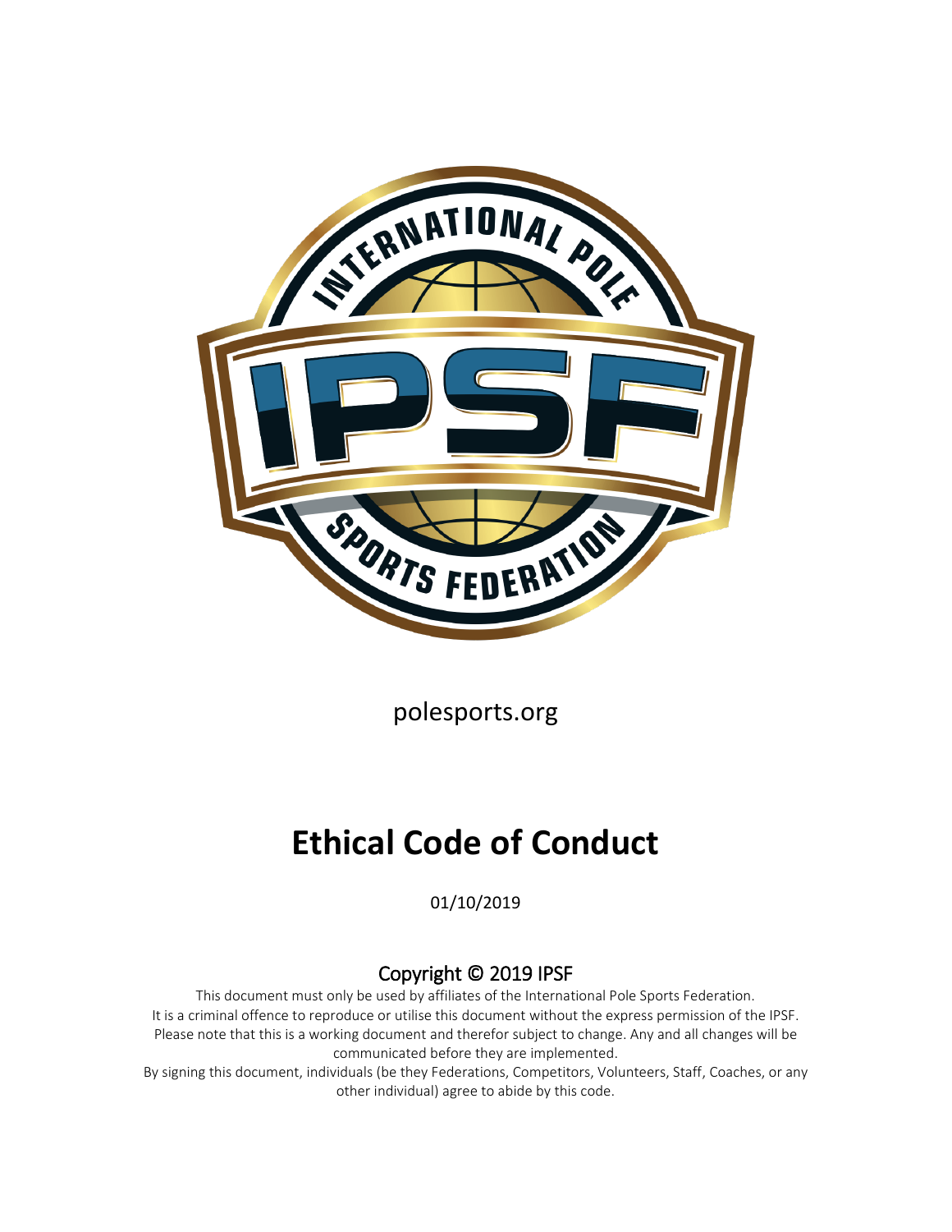polesports.org

# Ethical Code of Conduct

01/10/2019

## Copyright © 2019 IPSF

This document must only be used by affiliates of the International Pole Sports Federation.
It is a criminal offence to reproduce or utilise this document without the express permission of the IPSF.
Please note that this is a working document and therefor subject to change. Any and all changes will be communicated before they are implemented.
By signing this document, individuals (be they Federations, Competitors, Volunteers, Staff, Coaches, or any other individual) agree to abide by this code.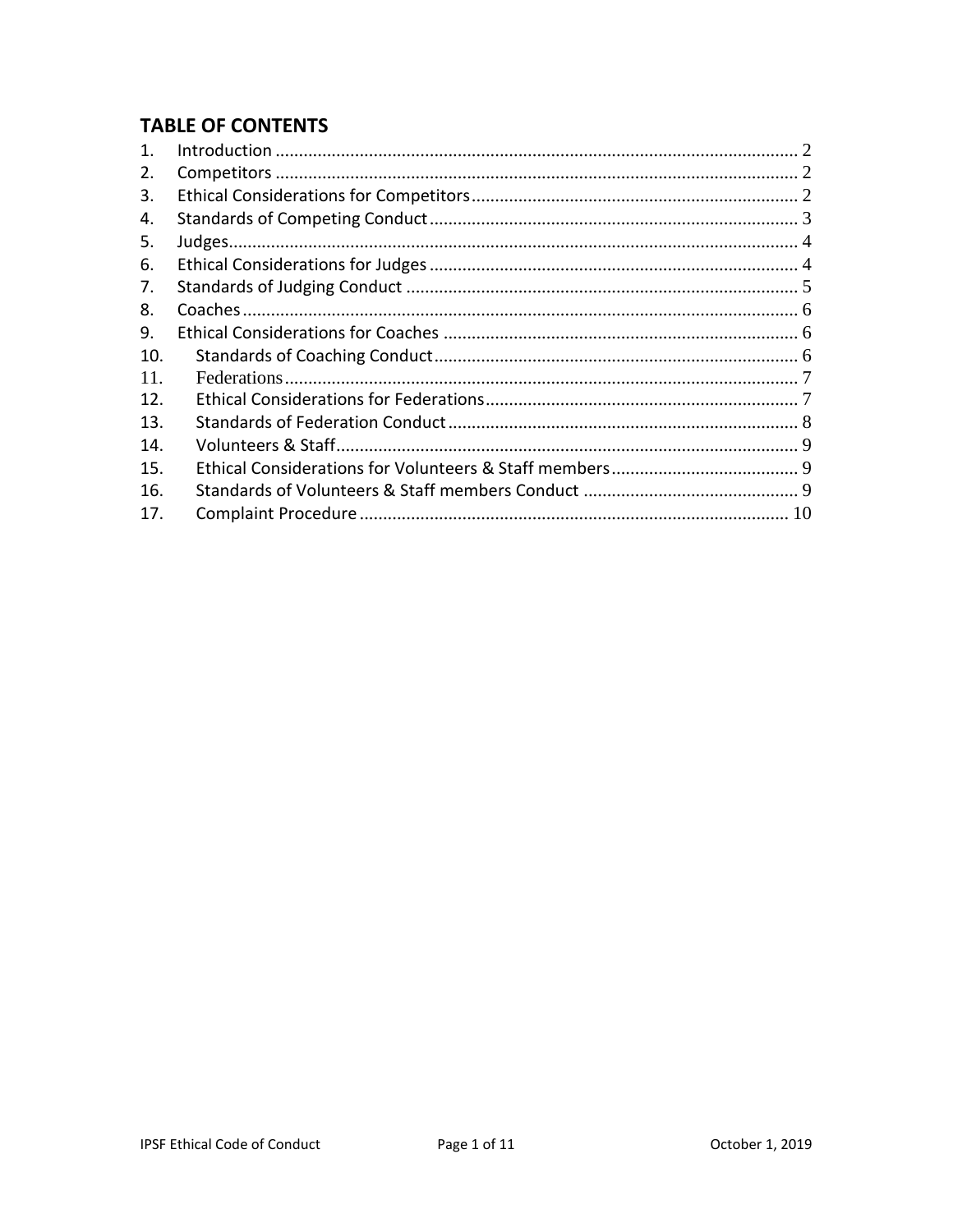## TABLE OF CONTENTS

1. Introduction ........ 2
2. Competitors ........ 2
3. Ethical Considerations for Competitors ........ 2
4. Standards of Competing Conduct ........ 3
5. Judges ........ 4
6. Ethical Considerations for Judges ........ 4
7. Standards of Judging Conduct ........ 5
8. Coaches ........ 6
9. Ethical Considerations for Coaches ........ 6
10. Standards of Coaching Conduct ........ 6
11. Federations ........ 7
12. Ethical Considerations for Federations ........ 7
13. Standards of Federation Conduct ........ 8
14. Volunteers & Staff ........ 9
15. Ethical Considerations for Volunteers & Staff members ........ 9
16. Standards of Volunteers & Staff members Conduct ........ 9
17. Complaint Procedure ........ 10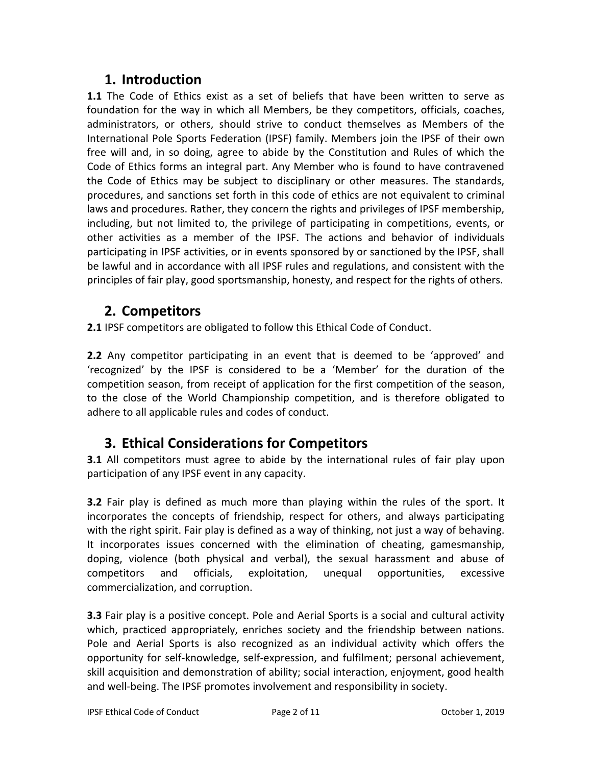## 1. Introduction

**1.1** The Code of Ethics exist as a set of beliefs that have been written to serve as foundation for the way in which all Members, be they competitors, officials, coaches, administrators, or others, should strive to conduct themselves as Members of the International Pole Sports Federation (IPSF) family. Members join the IPSF of their own free will and, in so doing, agree to abide by the Constitution and Rules of which the Code of Ethics forms an integral part. Any Member who is found to have contravened the Code of Ethics may be subject to disciplinary or other measures. The standards, procedures, and sanctions set forth in this code of ethics are not equivalent to criminal laws and procedures. Rather, they concern the rights and privileges of IPSF membership, including, but not limited to, the privilege of participating in competitions, events, or other activities as a member of the IPSF. The actions and behavior of individuals participating in IPSF activities, or in events sponsored by or sanctioned by the IPSF, shall be lawful and in accordance with all IPSF rules and regulations, and consistent with the principles of fair play, good sportsmanship, honesty, and respect for the rights of others.

## 2. Competitors

**2.1** IPSF competitors are obligated to follow this Ethical Code of Conduct.

**2.2** Any competitor participating in an event that is deemed to be 'approved' and 'recognized' by the IPSF is considered to be a 'Member' for the duration of the competition season, from receipt of application for the first competition of the season, to the close of the World Championship competition, and is therefore obligated to adhere to all applicable rules and codes of conduct.

## 3. Ethical Considerations for Competitors

**3.1** All competitors must agree to abide by the international rules of fair play upon participation of any IPSF event in any capacity.

**3.2** Fair play is defined as much more than playing within the rules of the sport. It incorporates the concepts of friendship, respect for others, and always participating with the right spirit. Fair play is defined as a way of thinking, not just a way of behaving. It incorporates issues concerned with the elimination of cheating, gamesmanship, doping, violence (both physical and verbal), the sexual harassment and abuse of competitors and officials, exploitation, unequal opportunities, excessive commercialization, and corruption.

**3.3** Fair play is a positive concept. Pole and Aerial Sports is a social and cultural activity which, practiced appropriately, enriches society and the friendship between nations. Pole and Aerial Sports is also recognized as an individual activity which offers the opportunity for self-knowledge, self-expression, and fulfilment; personal achievement, skill acquisition and demonstration of ability; social interaction, enjoyment, good health and well-being. The IPSF promotes involvement and responsibility in society.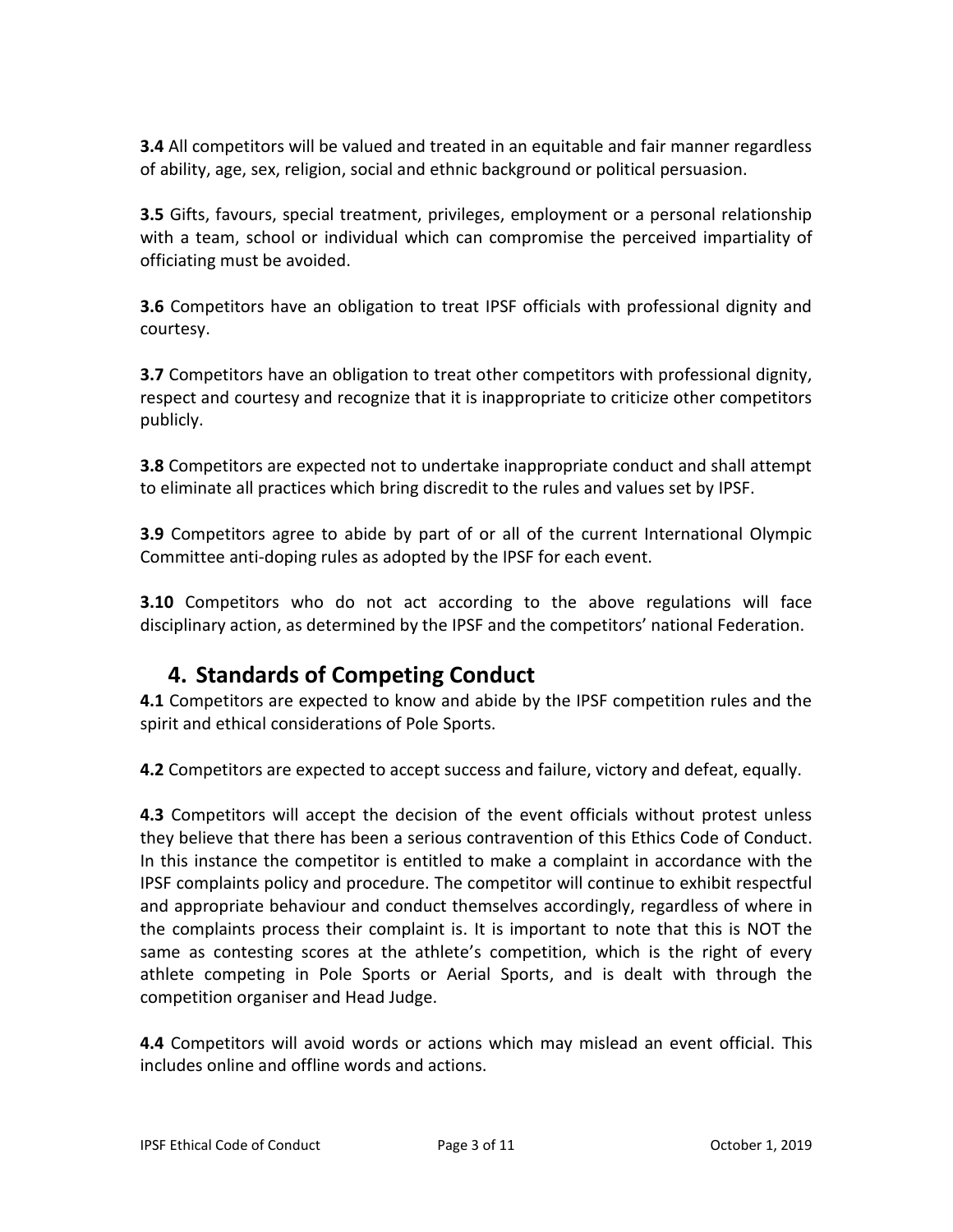**3.4** All competitors will be valued and treated in an equitable and fair manner regardless of ability, age, sex, religion, social and ethnic background or political persuasion.

**3.5** Gifts, favours, special treatment, privileges, employment or a personal relationship with a team, school or individual which can compromise the perceived impartiality of officiating must be avoided.

**3.6** Competitors have an obligation to treat IPSF officials with professional dignity and courtesy.

**3.7** Competitors have an obligation to treat other competitors with professional dignity, respect and courtesy and recognize that it is inappropriate to criticize other competitors publicly.

**3.8** Competitors are expected not to undertake inappropriate conduct and shall attempt to eliminate all practices which bring discredit to the rules and values set by IPSF.

**3.9** Competitors agree to abide by part of or all of the current International Olympic Committee anti-doping rules as adopted by the IPSF for each event.

**3.10** Competitors who do not act according to the above regulations will face disciplinary action, as determined by the IPSF and the competitors' national Federation.

## 4. Standards of Competing Conduct

**4.1** Competitors are expected to know and abide by the IPSF competition rules and the spirit and ethical considerations of Pole Sports.

**4.2** Competitors are expected to accept success and failure, victory and defeat, equally.

**4.3** Competitors will accept the decision of the event officials without protest unless they believe that there has been a serious contravention of this Ethics Code of Conduct. In this instance the competitor is entitled to make a complaint in accordance with the IPSF complaints policy and procedure. The competitor will continue to exhibit respectful and appropriate behaviour and conduct themselves accordingly, regardless of where in the complaints process their complaint is. It is important to note that this is NOT the same as contesting scores at the athlete's competition, which is the right of every athlete competing in Pole Sports or Aerial Sports, and is dealt with through the competition organiser and Head Judge.

**4.4** Competitors will avoid words or actions which may mislead an event official. This includes online and offline words and actions.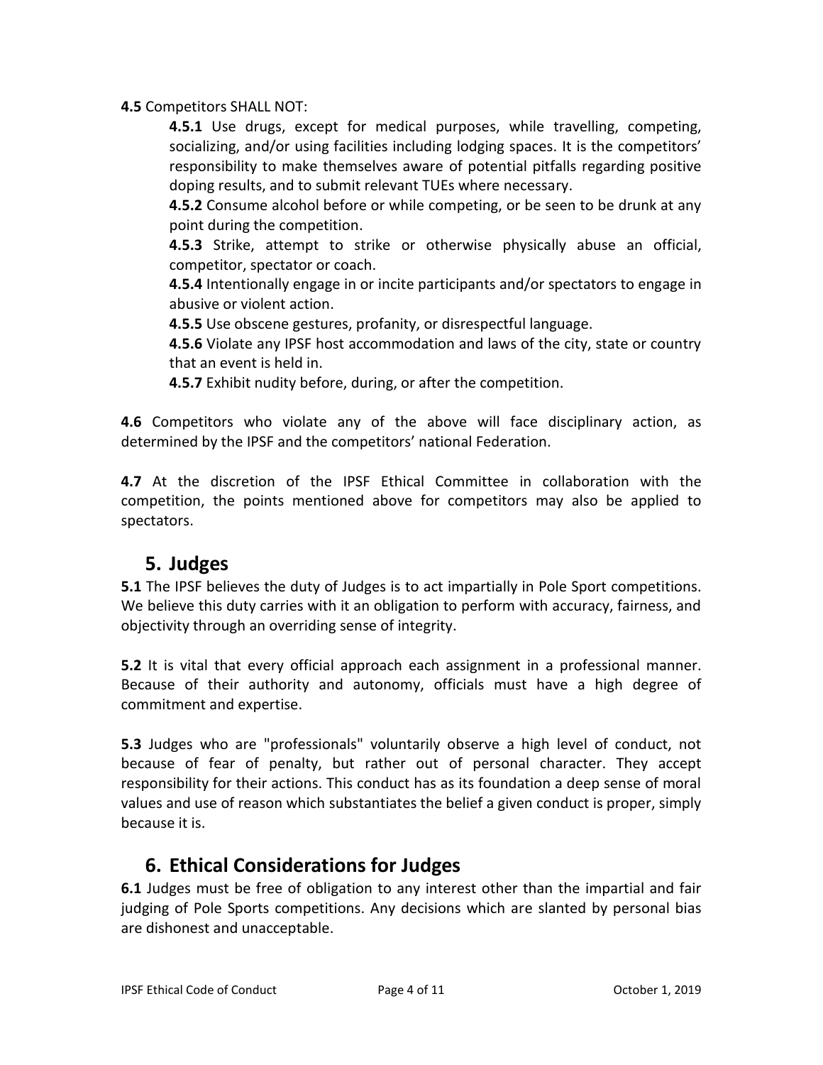**4.5** Competitors SHALL NOT:

> **4.5.1** Use drugs, except for medical purposes, while travelling, competing, socializing, and/or using facilities including lodging spaces. It is the competitors' responsibility to make themselves aware of potential pitfalls regarding positive doping results, and to submit relevant TUEs where necessary.
>
> **4.5.2** Consume alcohol before or while competing, or be seen to be drunk at any point during the competition.
>
> **4.5.3** Strike, attempt to strike or otherwise physically abuse an official, competitor, spectator or coach.
>
> **4.5.4** Intentionally engage in or incite participants and/or spectators to engage in abusive or violent action.
>
> **4.5.5** Use obscene gestures, profanity, or disrespectful language.
>
> **4.5.6** Violate any IPSF host accommodation and laws of the city, state or country that an event is held in.
>
> **4.5.7** Exhibit nudity before, during, or after the competition.

**4.6** Competitors who violate any of the above will face disciplinary action, as determined by the IPSF and the competitors' national Federation.

**4.7** At the discretion of the IPSF Ethical Committee in collaboration with the competition, the points mentioned above for competitors may also be applied to spectators.

## 5. Judges

**5.1** The IPSF believes the duty of Judges is to act impartially in Pole Sport competitions. We believe this duty carries with it an obligation to perform with accuracy, fairness, and objectivity through an overriding sense of integrity.

**5.2** It is vital that every official approach each assignment in a professional manner. Because of their authority and autonomy, officials must have a high degree of commitment and expertise.

**5.3** Judges who are "professionals" voluntarily observe a high level of conduct, not because of fear of penalty, but rather out of personal character. They accept responsibility for their actions. This conduct has as its foundation a deep sense of moral values and use of reason which substantiates the belief a given conduct is proper, simply because it is.

## 6. Ethical Considerations for Judges

**6.1** Judges must be free of obligation to any interest other than the impartial and fair judging of Pole Sports competitions. Any decisions which are slanted by personal bias are dishonest and unacceptable.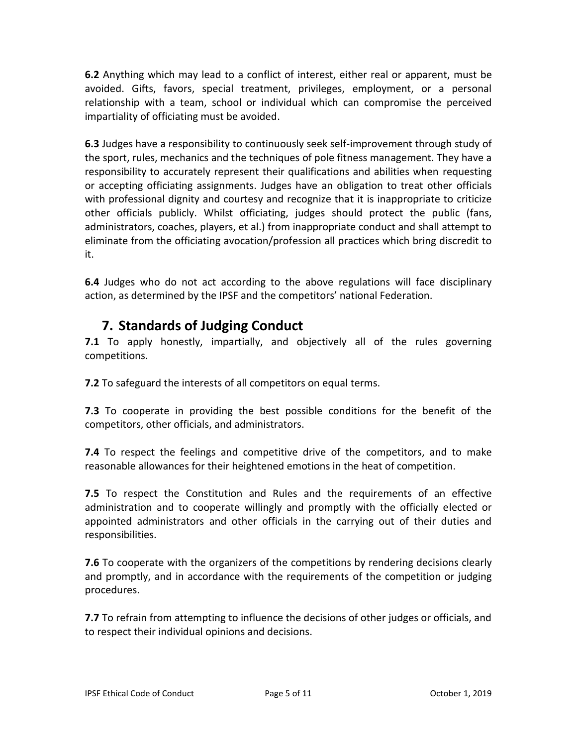**6.2** Anything which may lead to a conflict of interest, either real or apparent, must be avoided. Gifts, favors, special treatment, privileges, employment, or a personal relationship with a team, school or individual which can compromise the perceived impartiality of officiating must be avoided.

**6.3** Judges have a responsibility to continuously seek self-improvement through study of the sport, rules, mechanics and the techniques of pole fitness management. They have a responsibility to accurately represent their qualifications and abilities when requesting or accepting officiating assignments. Judges have an obligation to treat other officials with professional dignity and courtesy and recognize that it is inappropriate to criticize other officials publicly. Whilst officiating, judges should protect the public (fans, administrators, coaches, players, et al.) from inappropriate conduct and shall attempt to eliminate from the officiating avocation/profession all practices which bring discredit to it.

**6.4** Judges who do not act according to the above regulations will face disciplinary action, as determined by the IPSF and the competitors' national Federation.

## 7. Standards of Judging Conduct

**7.1** To apply honestly, impartially, and objectively all of the rules governing competitions.

**7.2** To safeguard the interests of all competitors on equal terms.

**7.3** To cooperate in providing the best possible conditions for the benefit of the competitors, other officials, and administrators.

**7.4** To respect the feelings and competitive drive of the competitors, and to make reasonable allowances for their heightened emotions in the heat of competition.

**7.5** To respect the Constitution and Rules and the requirements of an effective administration and to cooperate willingly and promptly with the officially elected or appointed administrators and other officials in the carrying out of their duties and responsibilities.

**7.6** To cooperate with the organizers of the competitions by rendering decisions clearly and promptly, and in accordance with the requirements of the competition or judging procedures.

**7.7** To refrain from attempting to influence the decisions of other judges or officials, and to respect their individual opinions and decisions.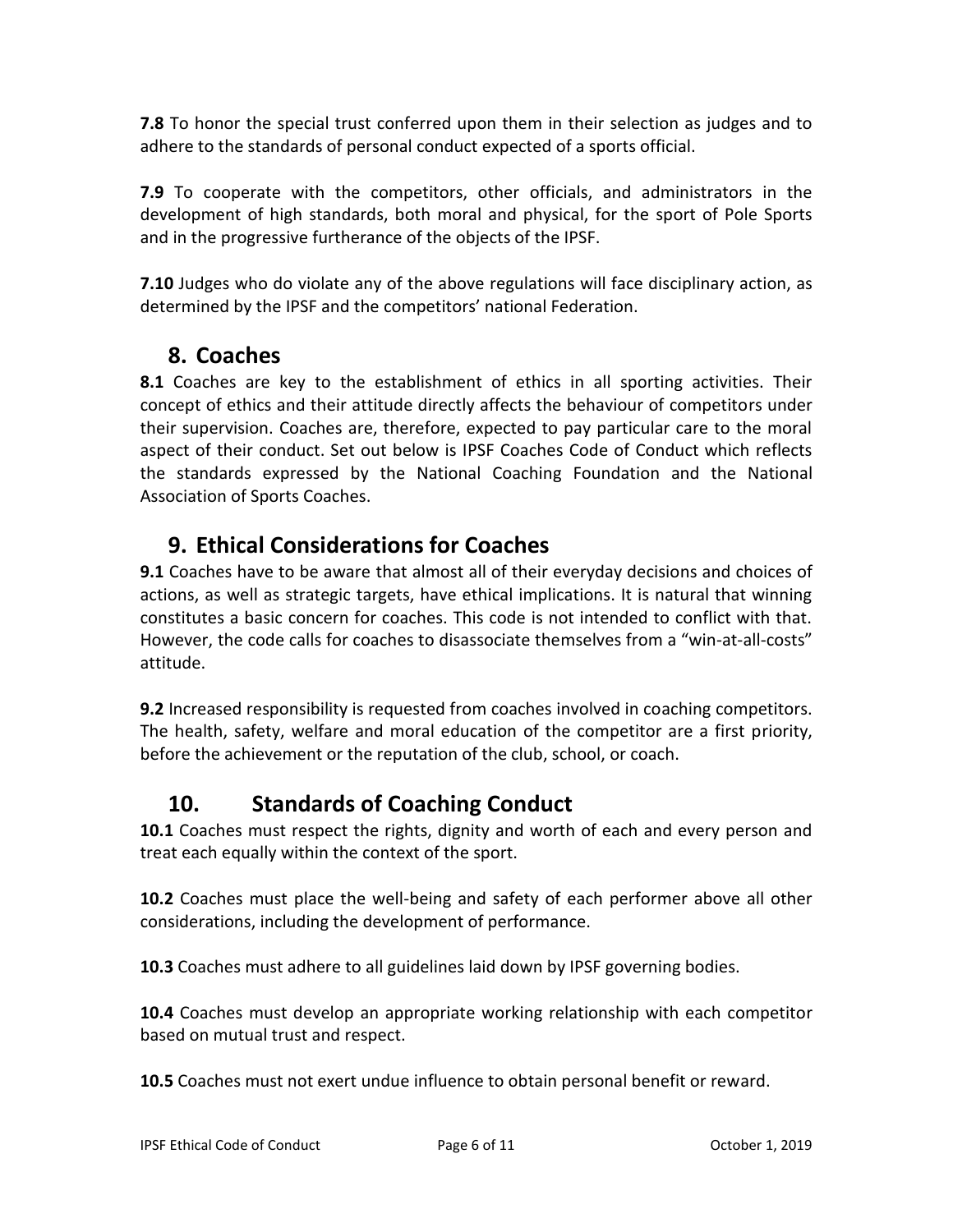**7.8** To honor the special trust conferred upon them in their selection as judges and to adhere to the standards of personal conduct expected of a sports official.

**7.9** To cooperate with the competitors, other officials, and administrators in the development of high standards, both moral and physical, for the sport of Pole Sports and in the progressive furtherance of the objects of the IPSF.

**7.10** Judges who do violate any of the above regulations will face disciplinary action, as determined by the IPSF and the competitors' national Federation.

## 8. Coaches

**8.1** Coaches are key to the establishment of ethics in all sporting activities. Their concept of ethics and their attitude directly affects the behaviour of competitors under their supervision. Coaches are, therefore, expected to pay particular care to the moral aspect of their conduct. Set out below is IPSF Coaches Code of Conduct which reflects the standards expressed by the National Coaching Foundation and the National Association of Sports Coaches.

## 9. Ethical Considerations for Coaches

**9.1** Coaches have to be aware that almost all of their everyday decisions and choices of actions, as well as strategic targets, have ethical implications. It is natural that winning constitutes a basic concern for coaches. This code is not intended to conflict with that. However, the code calls for coaches to disassociate themselves from a "win-at-all-costs" attitude.

**9.2** Increased responsibility is requested from coaches involved in coaching competitors. The health, safety, welfare and moral education of the competitor are a first priority, before the achievement or the reputation of the club, school, or coach.

## 10. Standards of Coaching Conduct

**10.1** Coaches must respect the rights, dignity and worth of each and every person and treat each equally within the context of the sport.

**10.2** Coaches must place the well-being and safety of each performer above all other considerations, including the development of performance.

**10.3** Coaches must adhere to all guidelines laid down by IPSF governing bodies.

**10.4** Coaches must develop an appropriate working relationship with each competitor based on mutual trust and respect.

**10.5** Coaches must not exert undue influence to obtain personal benefit or reward.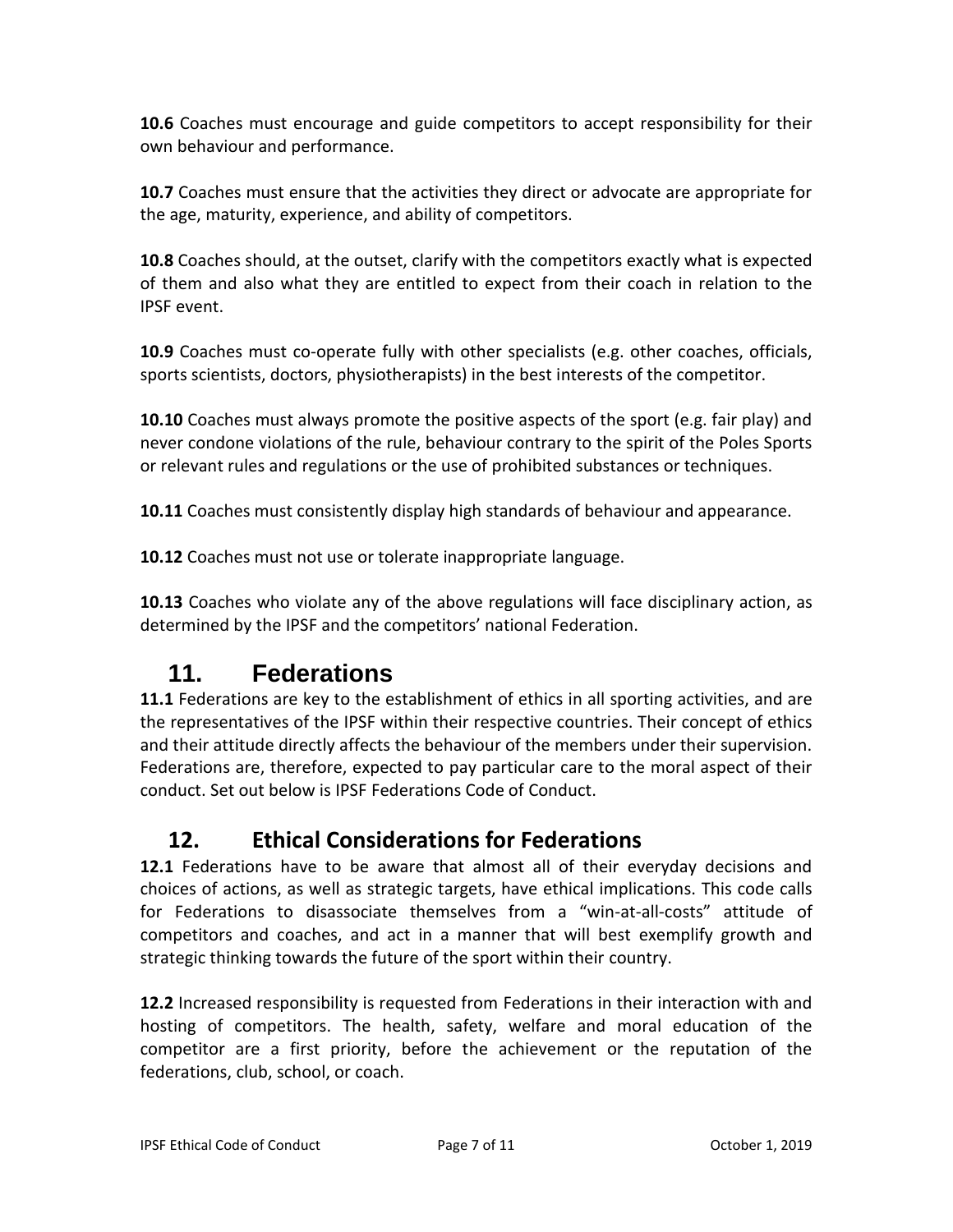**10.6** Coaches must encourage and guide competitors to accept responsibility for their own behaviour and performance.

**10.7** Coaches must ensure that the activities they direct or advocate are appropriate for the age, maturity, experience, and ability of competitors.

**10.8** Coaches should, at the outset, clarify with the competitors exactly what is expected of them and also what they are entitled to expect from their coach in relation to the IPSF event.

**10.9** Coaches must co-operate fully with other specialists (e.g. other coaches, officials, sports scientists, doctors, physiotherapists) in the best interests of the competitor.

**10.10** Coaches must always promote the positive aspects of the sport (e.g. fair play) and never condone violations of the rule, behaviour contrary to the spirit of the Poles Sports or relevant rules and regulations or the use of prohibited substances or techniques.

**10.11** Coaches must consistently display high standards of behaviour and appearance.

**10.12** Coaches must not use or tolerate inappropriate language.

**10.13** Coaches who violate any of the above regulations will face disciplinary action, as determined by the IPSF and the competitors' national Federation.

# 11. Federations

**11.1** Federations are key to the establishment of ethics in all sporting activities, and are the representatives of the IPSF within their respective countries. Their concept of ethics and their attitude directly affects the behaviour of the members under their supervision. Federations are, therefore, expected to pay particular care to the moral aspect of their conduct. Set out below is IPSF Federations Code of Conduct.

## 12. Ethical Considerations for Federations

**12.1** Federations have to be aware that almost all of their everyday decisions and choices of actions, as well as strategic targets, have ethical implications. This code calls for Federations to disassociate themselves from a "win-at-all-costs" attitude of competitors and coaches, and act in a manner that will best exemplify growth and strategic thinking towards the future of the sport within their country.

**12.2** Increased responsibility is requested from Federations in their interaction with and hosting of competitors. The health, safety, welfare and moral education of the competitor are a first priority, before the achievement or the reputation of the federations, club, school, or coach.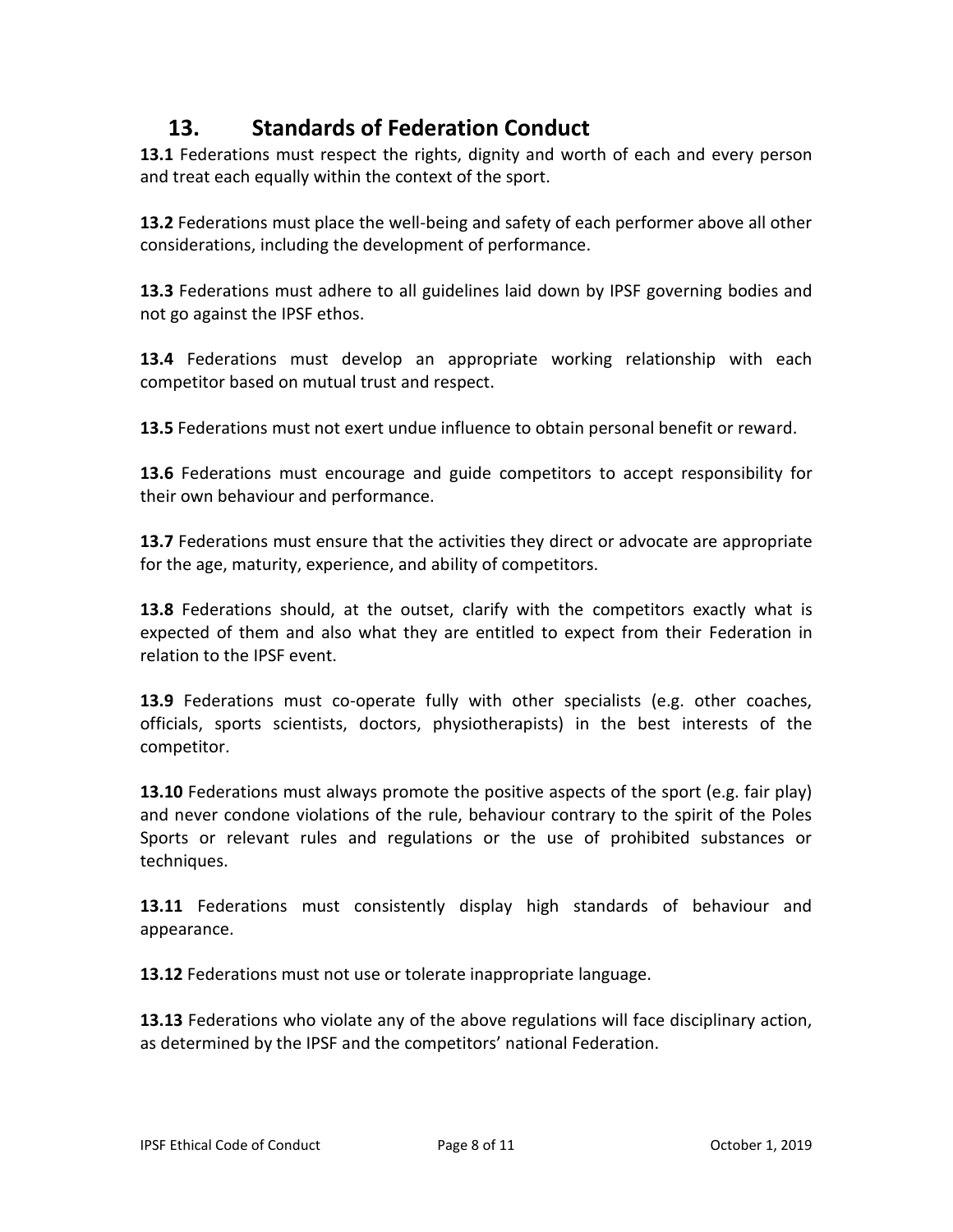## 13. Standards of Federation Conduct

**13.1** Federations must respect the rights, dignity and worth of each and every person and treat each equally within the context of the sport.

**13.2** Federations must place the well-being and safety of each performer above all other considerations, including the development of performance.

**13.3** Federations must adhere to all guidelines laid down by IPSF governing bodies and not go against the IPSF ethos.

**13.4** Federations must develop an appropriate working relationship with each competitor based on mutual trust and respect.

**13.5** Federations must not exert undue influence to obtain personal benefit or reward.

**13.6** Federations must encourage and guide competitors to accept responsibility for their own behaviour and performance.

**13.7** Federations must ensure that the activities they direct or advocate are appropriate for the age, maturity, experience, and ability of competitors.

**13.8** Federations should, at the outset, clarify with the competitors exactly what is expected of them and also what they are entitled to expect from their Federation in relation to the IPSF event.

**13.9** Federations must co-operate fully with other specialists (e.g. other coaches, officials, sports scientists, doctors, physiotherapists) in the best interests of the competitor.

**13.10** Federations must always promote the positive aspects of the sport (e.g. fair play) and never condone violations of the rule, behaviour contrary to the spirit of the Poles Sports or relevant rules and regulations or the use of prohibited substances or techniques.

**13.11** Federations must consistently display high standards of behaviour and appearance.

**13.12** Federations must not use or tolerate inappropriate language.

**13.13** Federations who violate any of the above regulations will face disciplinary action, as determined by the IPSF and the competitors' national Federation.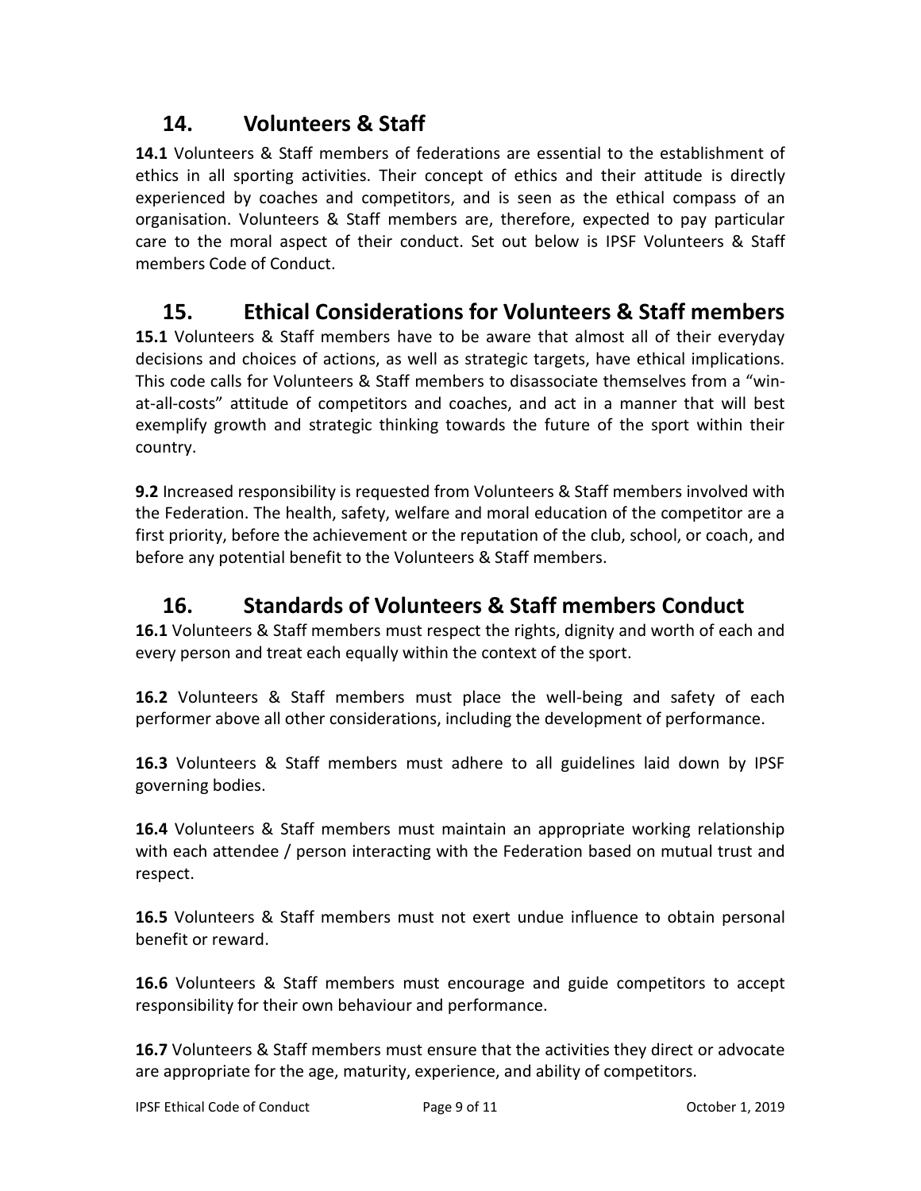## 14. Volunteers & Staff

**14.1** Volunteers & Staff members of federations are essential to the establishment of ethics in all sporting activities. Their concept of ethics and their attitude is directly experienced by coaches and competitors, and is seen as the ethical compass of an organisation. Volunteers & Staff members are, therefore, expected to pay particular care to the moral aspect of their conduct. Set out below is IPSF Volunteers & Staff members Code of Conduct.

## 15. Ethical Considerations for Volunteers & Staff members

**15.1** Volunteers & Staff members have to be aware that almost all of their everyday decisions and choices of actions, as well as strategic targets, have ethical implications. This code calls for Volunteers & Staff members to disassociate themselves from a "win-at-all-costs" attitude of competitors and coaches, and act in a manner that will best exemplify growth and strategic thinking towards the future of the sport within their country.

**9.2** Increased responsibility is requested from Volunteers & Staff members involved with the Federation. The health, safety, welfare and moral education of the competitor are a first priority, before the achievement or the reputation of the club, school, or coach, and before any potential benefit to the Volunteers & Staff members.

## 16. Standards of Volunteers & Staff members Conduct

**16.1** Volunteers & Staff members must respect the rights, dignity and worth of each and every person and treat each equally within the context of the sport.

**16.2** Volunteers & Staff members must place the well-being and safety of each performer above all other considerations, including the development of performance.

**16.3** Volunteers & Staff members must adhere to all guidelines laid down by IPSF governing bodies.

**16.4** Volunteers & Staff members must maintain an appropriate working relationship with each attendee / person interacting with the Federation based on mutual trust and respect.

**16.5** Volunteers & Staff members must not exert undue influence to obtain personal benefit or reward.

**16.6** Volunteers & Staff members must encourage and guide competitors to accept responsibility for their own behaviour and performance.

**16.7** Volunteers & Staff members must ensure that the activities they direct or advocate are appropriate for the age, maturity, experience, and ability of competitors.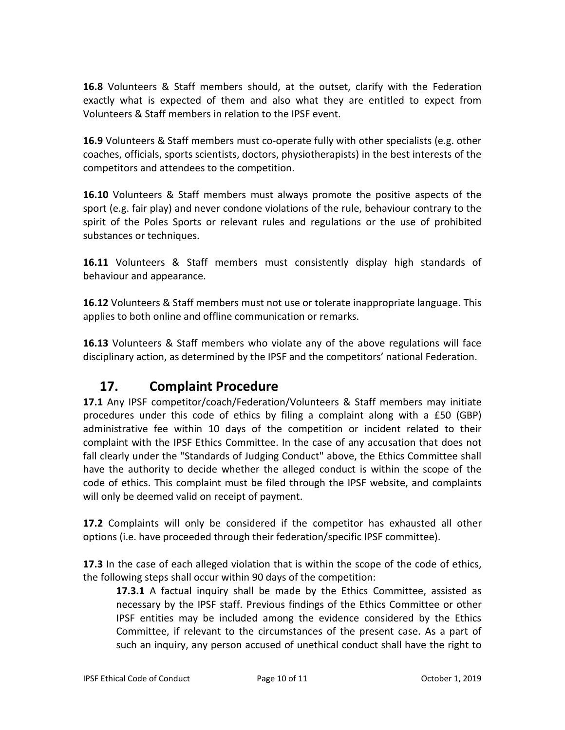**16.8** Volunteers & Staff members should, at the outset, clarify with the Federation exactly what is expected of them and also what they are entitled to expect from Volunteers & Staff members in relation to the IPSF event.

**16.9** Volunteers & Staff members must co-operate fully with other specialists (e.g. other coaches, officials, sports scientists, doctors, physiotherapists) in the best interests of the competitors and attendees to the competition.

**16.10** Volunteers & Staff members must always promote the positive aspects of the sport (e.g. fair play) and never condone violations of the rule, behaviour contrary to the spirit of the Poles Sports or relevant rules and regulations or the use of prohibited substances or techniques.

**16.11** Volunteers & Staff members must consistently display high standards of behaviour and appearance.

**16.12** Volunteers & Staff members must not use or tolerate inappropriate language. This applies to both online and offline communication or remarks.

**16.13** Volunteers & Staff members who violate any of the above regulations will face disciplinary action, as determined by the IPSF and the competitors' national Federation.

## 17. Complaint Procedure

**17.1** Any IPSF competitor/coach/Federation/Volunteers & Staff members may initiate procedures under this code of ethics by filing a complaint along with a £50 (GBP) administrative fee within 10 days of the competition or incident related to their complaint with the IPSF Ethics Committee. In the case of any accusation that does not fall clearly under the "Standards of Judging Conduct" above, the Ethics Committee shall have the authority to decide whether the alleged conduct is within the scope of the code of ethics. This complaint must be filed through the IPSF website, and complaints will only be deemed valid on receipt of payment.

**17.2** Complaints will only be considered if the competitor has exhausted all other options (i.e. have proceeded through their federation/specific IPSF committee).

**17.3** In the case of each alleged violation that is within the scope of the code of ethics, the following steps shall occur within 90 days of the competition:

> **17.3.1** A factual inquiry shall be made by the Ethics Committee, assisted as necessary by the IPSF staff. Previous findings of the Ethics Committee or other IPSF entities may be included among the evidence considered by the Ethics Committee, if relevant to the circumstances of the present case. As a part of such an inquiry, any person accused of unethical conduct shall have the right to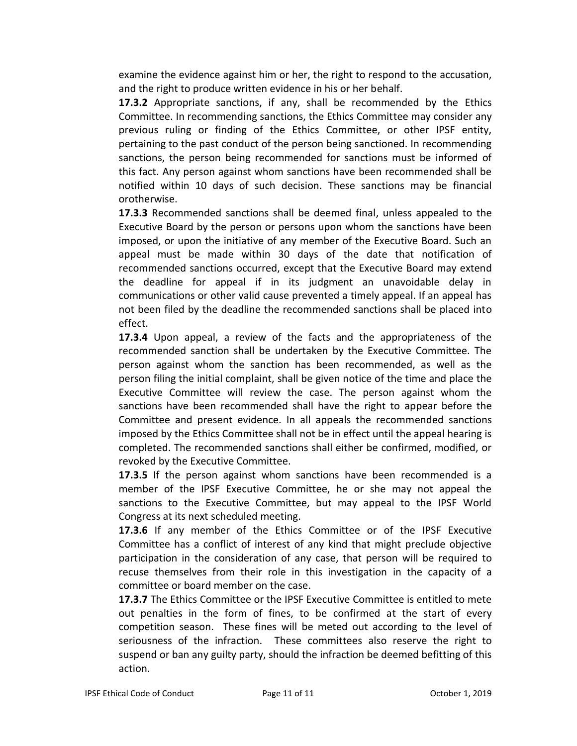examine the evidence against him or her, the right to respond to the accusation, and the right to produce written evidence in his or her behalf.

**17.3.2** Appropriate sanctions, if any, shall be recommended by the Ethics Committee. In recommending sanctions, the Ethics Committee may consider any previous ruling or finding of the Ethics Committee, or other IPSF entity, pertaining to the past conduct of the person being sanctioned. In recommending sanctions, the person being recommended for sanctions must be informed of this fact. Any person against whom sanctions have been recommended shall be notified within 10 days of such decision. These sanctions may be financial orotherwise.

**17.3.3** Recommended sanctions shall be deemed final, unless appealed to the Executive Board by the person or persons upon whom the sanctions have been imposed, or upon the initiative of any member of the Executive Board. Such an appeal must be made within 30 days of the date that notification of recommended sanctions occurred, except that the Executive Board may extend the deadline for appeal if in its judgment an unavoidable delay in communications or other valid cause prevented a timely appeal. If an appeal has not been filed by the deadline the recommended sanctions shall be placed into effect.

**17.3.4** Upon appeal, a review of the facts and the appropriateness of the recommended sanction shall be undertaken by the Executive Committee. The person against whom the sanction has been recommended, as well as the person filing the initial complaint, shall be given notice of the time and place the Executive Committee will review the case. The person against whom the sanctions have been recommended shall have the right to appear before the Committee and present evidence. In all appeals the recommended sanctions imposed by the Ethics Committee shall not be in effect until the appeal hearing is completed. The recommended sanctions shall either be confirmed, modified, or revoked by the Executive Committee.

**17.3.5** If the person against whom sanctions have been recommended is a member of the IPSF Executive Committee, he or she may not appeal the sanctions to the Executive Committee, but may appeal to the IPSF World Congress at its next scheduled meeting.

**17.3.6** If any member of the Ethics Committee or of the IPSF Executive Committee has a conflict of interest of any kind that might preclude objective participation in the consideration of any case, that person will be required to recuse themselves from their role in this investigation in the capacity of a committee or board member on the case.

**17.3.7** The Ethics Committee or the IPSF Executive Committee is entitled to mete out penalties in the form of fines, to be confirmed at the start of every competition season. These fines will be meted out according to the level of seriousness of the infraction. These committees also reserve the right to suspend or ban any guilty party, should the infraction be deemed befitting of this action.